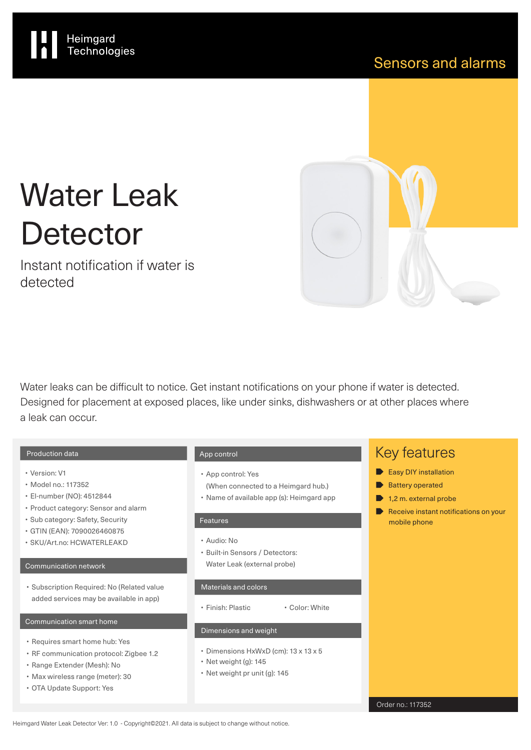Heimgard Technologies

Sensors and alarms

# Water Leak Detector

Instant notification if water is detected

Water leaks can be difficult to notice. Get instant notifications on your phone if water is detected. Designed for placement at exposed places, like under sinks, dishwashers or at other places where a leak can occur.

### Production data

- Version: V1
- Model no.: 117352
- El-number (NO): 4512844
- Product category: Sensor and alarm
- Sub category: Safety, Security
- GTIN (EAN): 7090026460875
- SKU/Art.no: HCWATERLEAKD

### Communication network

- Subscription Required: No (Related value added services may be available in app)

### Communication smart home

- Requires smart home hub: Yes
- RF communication protocol: Zigbee 1.2
- Range Extender (Mesh): No
- Max wireless range (meter): 30
- OTA Update Support: Yes

### App control

- App control: Yes (When connected to a Heimgard hub.)
- Name of available app (s): Heimgard app

### Features

- Audio: No
- Built-in Sensors / Detectors: Water Leak (external probe)

### Materials and colors

- Finish: Plastic
- Color: White

### Dimensions and weight

- Dimensions HxWxD (cm): 13 x 13 x 5
- Net weight (g): 145
- Net weight pr unit (g): 145

## Key features

- Easy DIY installation
- Battery operated
- 1,2 m. external probe
- Receive instant notifications on your mobile phone

Order no.: 117352

Heimgard Water Leak Detector Ver: 1.0 - Copyright©2021. All data is subject to change without notice.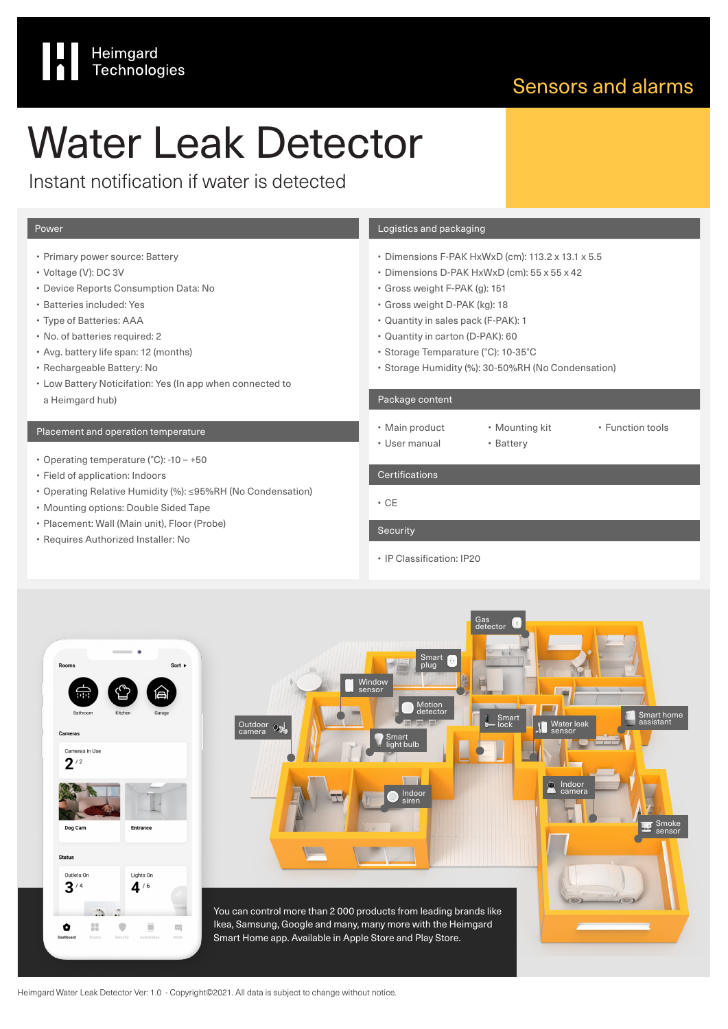Heimgard Technologies

Sensors and alarms

# Water Leak Detector

Instant notification if water is detected

## Power

- Primary power source: Battery
- Voltage (V): DC 3V
- Device Reports Consumption Data: No
- Batteries included: Yes
- Type of Batteries: AAA
- No. of batteries required: 2
- Avg. battery life span: 12 (months)
- Rechargeable Battery: No
- Low Battery Noticifation: Yes (In app when connected to a Heimgard hub)

## Placement and operation temperature

- Operating temperature (°C): -10 – +50
- Field of application: Indoors
- Operating Relative Humidity (%): ≤95%RH (No Condensation)
- Mounting options: Double Sided Tape
- Placement: Wall (Main unit), Floor (Probe)
- Requires Authorized Installer: No

## Logistics and packaging

- Dimensions F-PAK HxWxD (cm): 113.2 x 13.1 x 5.5
- Dimensions D-PAK HxWxD (cm): 55 x 55 x 42
- Gross weight F-PAK (g): 151
- Gross weight D-PAK (kg): 18
- Quantity in sales pack (F-PAK): 1
- Quantity in carton (D-PAK): 60
- Storage Temparature (°C): 10-35°C
- Storage Humidity (%): 30-50%RH (No Condensation)

## Package content

- Main product
- User manual
- Mounting kit
- Battery
- Function tools

## Certifications

- CE

## Security

- IP Classification: IP20

You can control more than 2 000 products from leading brands like Ikea, Samsung, Google and many, many more with the Heimgard Smart Home app. Available in Apple Store and Play Store.

Heimgard Water Leak Detector Ver: 1.0 - Copyright©2021. All data is subject to change without notice.